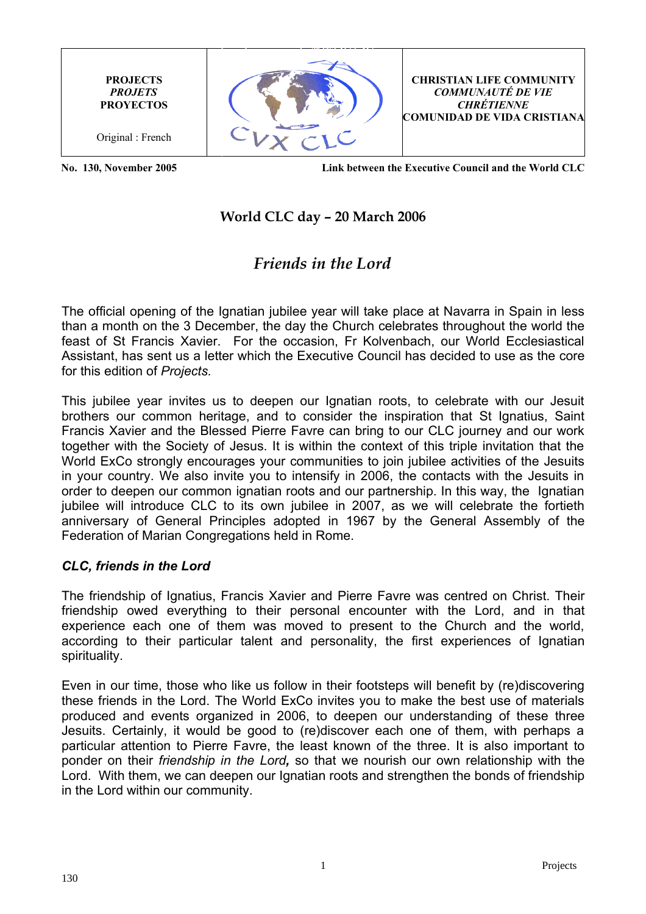| PROJECTS<br>*PROJETS*<br>PROYECTOS<br><br>Original : French | | CHRISTIAN LIFE COMMUNITY<br>*COMMUNAUTÉ DE VIE CHRÉTIENNE*<br>COMUNIDAD DE VIDA CRISTIANA |
|---|---|---|

**No. 130, November 2005** **Link between the Executive Council and the World CLC**

## World CLC day – 20 March 2006

# *Friends in the Lord*

The official opening of the Ignatian jubilee year will take place at Navarra in Spain in less than a month on the 3 December, the day the Church celebrates throughout the world the feast of St Francis Xavier. For the occasion, Fr Kolvenbach, our World Ecclesiastical Assistant, has sent us a letter which the Executive Council has decided to use as the core for this edition of *Projects.*

This jubilee year invites us to deepen our Ignatian roots, to celebrate with our Jesuit brothers our common heritage, and to consider the inspiration that St Ignatius, Saint Francis Xavier and the Blessed Pierre Favre can bring to our CLC journey and our work together with the Society of Jesus. It is within the context of this triple invitation that the World ExCo strongly encourages your communities to join jubilee activities of the Jesuits in your country. We also invite you to intensify in 2006, the contacts with the Jesuits in order to deepen our common ignatian roots and our partnership. In this way, the Ignatian jubilee will introduce CLC to its own jubilee in 2007, as we will celebrate the fortieth anniversary of General Principles adopted in 1967 by the General Assembly of the Federation of Marian Congregations held in Rome.

### *CLC, friends in the Lord*

The friendship of Ignatius, Francis Xavier and Pierre Favre was centred on Christ. Their friendship owed everything to their personal encounter with the Lord, and in that experience each one of them was moved to present to the Church and the world, according to their particular talent and personality, the first experiences of Ignatian spirituality.

Even in our time, those who like us follow in their footsteps will benefit by (re)discovering these friends in the Lord. The World ExCo invites you to make the best use of materials produced and events organized in 2006, to deepen our understanding of these three Jesuits. Certainly, it would be good to (re)discover each one of them, with perhaps a particular attention to Pierre Favre, the least known of the three. It is also important to ponder on their *friendship in the Lord,* so that we nourish our own relationship with the Lord. With them, we can deepen our Ignatian roots and strengthen the bonds of friendship in the Lord within our community.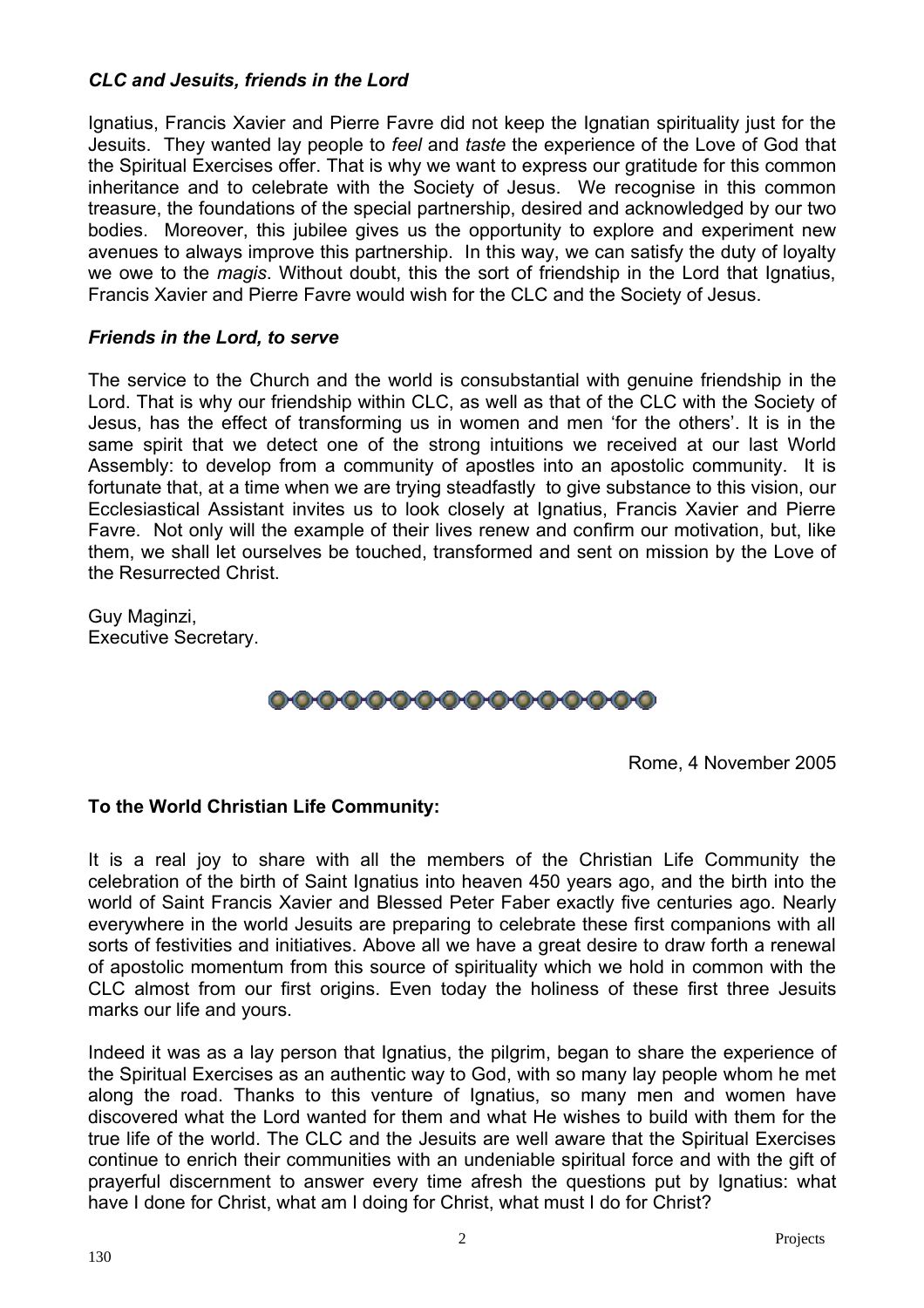### *CLC and Jesuits, friends in the Lord*

Ignatius, Francis Xavier and Pierre Favre did not keep the Ignatian spirituality just for the Jesuits. They wanted lay people to *feel* and *taste* the experience of the Love of God that the Spiritual Exercises offer. That is why we want to express our gratitude for this common inheritance and to celebrate with the Society of Jesus. We recognise in this common treasure, the foundations of the special partnership, desired and acknowledged by our two bodies. Moreover, this jubilee gives us the opportunity to explore and experiment new avenues to always improve this partnership. In this way, we can satisfy the duty of loyalty we owe to the *magis*. Without doubt, this the sort of friendship in the Lord that Ignatius, Francis Xavier and Pierre Favre would wish for the CLC and the Society of Jesus.

### *Friends in the Lord, to serve*

The service to the Church and the world is consubstantial with genuine friendship in the Lord. That is why our friendship within CLC, as well as that of the CLC with the Society of Jesus, has the effect of transforming us in women and men 'for the others'. It is in the same spirit that we detect one of the strong intuitions we received at our last World Assembly: to develop from a community of apostles into an apostolic community. It is fortunate that, at a time when we are trying steadfastly to give substance to this vision, our Ecclesiastical Assistant invites us to look closely at Ignatius, Francis Xavier and Pierre Favre. Not only will the example of their lives renew and confirm our motivation, but, like them, we shall let ourselves be touched, transformed and sent on mission by the Love of the Resurrected Christ.

Guy Maginzi,
Executive Secretary.

Rome, 4 November 2005

**To the World Christian Life Community:**

It is a real joy to share with all the members of the Christian Life Community the celebration of the birth of Saint Ignatius into heaven 450 years ago, and the birth into the world of Saint Francis Xavier and Blessed Peter Faber exactly five centuries ago. Nearly everywhere in the world Jesuits are preparing to celebrate these first companions with all sorts of festivities and initiatives. Above all we have a great desire to draw forth a renewal of apostolic momentum from this source of spirituality which we hold in common with the CLC almost from our first origins. Even today the holiness of these first three Jesuits marks our life and yours.

Indeed it was as a lay person that Ignatius, the pilgrim, began to share the experience of the Spiritual Exercises as an authentic way to God, with so many lay people whom he met along the road. Thanks to this venture of Ignatius, so many men and women have discovered what the Lord wanted for them and what He wishes to build with them for the true life of the world. The CLC and the Jesuits are well aware that the Spiritual Exercises continue to enrich their communities with an undeniable spiritual force and with the gift of prayerful discernment to answer every time afresh the questions put by Ignatius: what have I done for Christ, what am I doing for Christ, what must I do for Christ?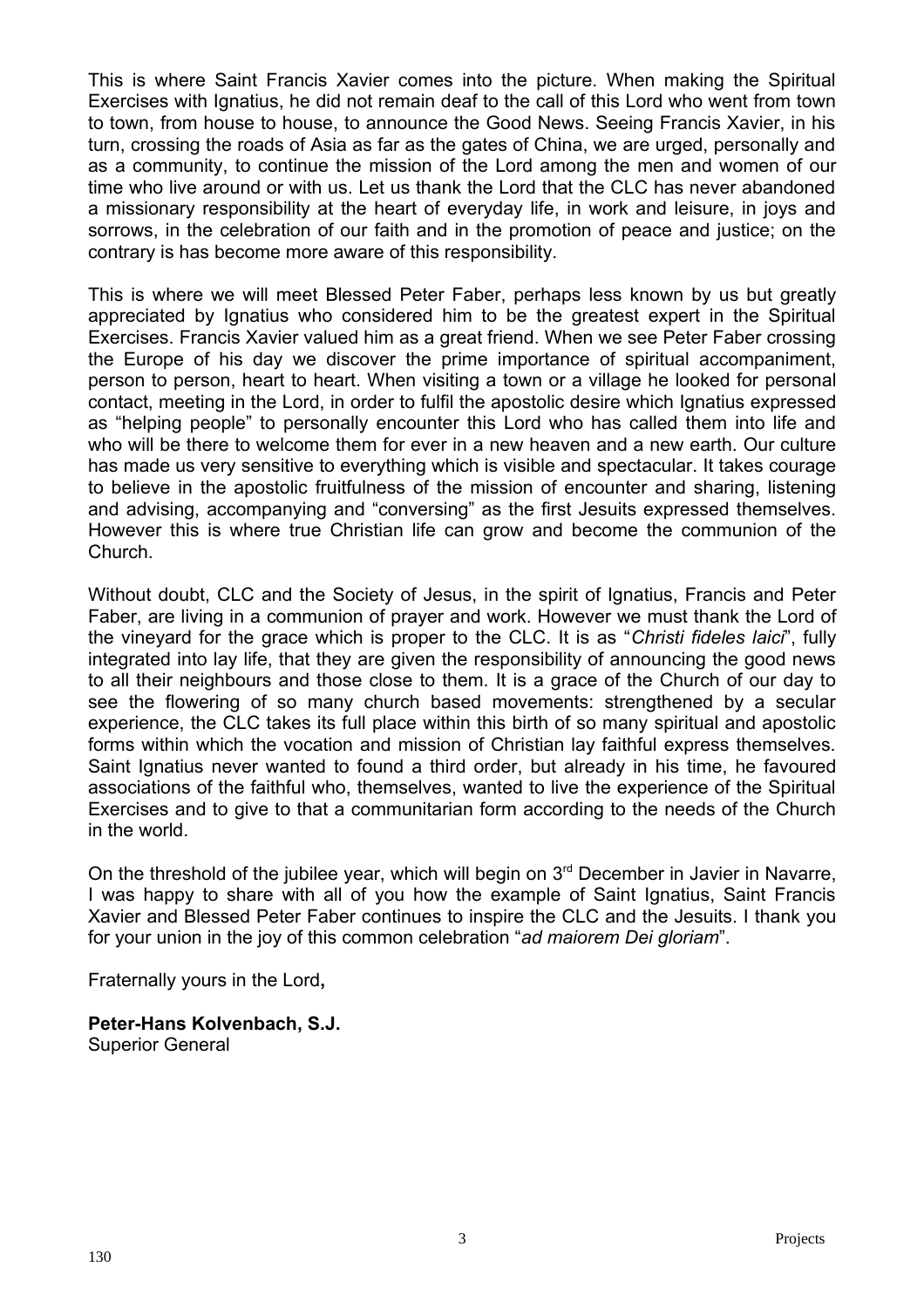This is where Saint Francis Xavier comes into the picture. When making the Spiritual Exercises with Ignatius, he did not remain deaf to the call of this Lord who went from town to town, from house to house, to announce the Good News. Seeing Francis Xavier, in his turn, crossing the roads of Asia as far as the gates of China, we are urged, personally and as a community, to continue the mission of the Lord among the men and women of our time who live around or with us. Let us thank the Lord that the CLC has never abandoned a missionary responsibility at the heart of everyday life, in work and leisure, in joys and sorrows, in the celebration of our faith and in the promotion of peace and justice; on the contrary is has become more aware of this responsibility.

This is where we will meet Blessed Peter Faber, perhaps less known by us but greatly appreciated by Ignatius who considered him to be the greatest expert in the Spiritual Exercises. Francis Xavier valued him as a great friend. When we see Peter Faber crossing the Europe of his day we discover the prime importance of spiritual accompaniment, person to person, heart to heart. When visiting a town or a village he looked for personal contact, meeting in the Lord, in order to fulfil the apostolic desire which Ignatius expressed as "helping people" to personally encounter this Lord who has called them into life and who will be there to welcome them for ever in a new heaven and a new earth. Our culture has made us very sensitive to everything which is visible and spectacular. It takes courage to believe in the apostolic fruitfulness of the mission of encounter and sharing, listening and advising, accompanying and "conversing" as the first Jesuits expressed themselves. However this is where true Christian life can grow and become the communion of the Church.

Without doubt, CLC and the Society of Jesus, in the spirit of Ignatius, Francis and Peter Faber, are living in a communion of prayer and work. However we must thank the Lord of the vineyard for the grace which is proper to the CLC. It is as "*Christi fideles laici*", fully integrated into lay life, that they are given the responsibility of announcing the good news to all their neighbours and those close to them. It is a grace of the Church of our day to see the flowering of so many church based movements: strengthened by a secular experience, the CLC takes its full place within this birth of so many spiritual and apostolic forms within which the vocation and mission of Christian lay faithful express themselves. Saint Ignatius never wanted to found a third order, but already in his time, he favoured associations of the faithful who, themselves, wanted to live the experience of the Spiritual Exercises and to give to that a communitarian form according to the needs of the Church in the world.

On the threshold of the jubilee year, which will begin on 3rd December in Javier in Navarre, I was happy to share with all of you how the example of Saint Ignatius, Saint Francis Xavier and Blessed Peter Faber continues to inspire the CLC and the Jesuits. I thank you for your union in the joy of this common celebration "*ad maiorem Dei gloriam*".

Fraternally yours in the Lord**,**

**Peter-Hans Kolvenbach, S.J.**
Superior General